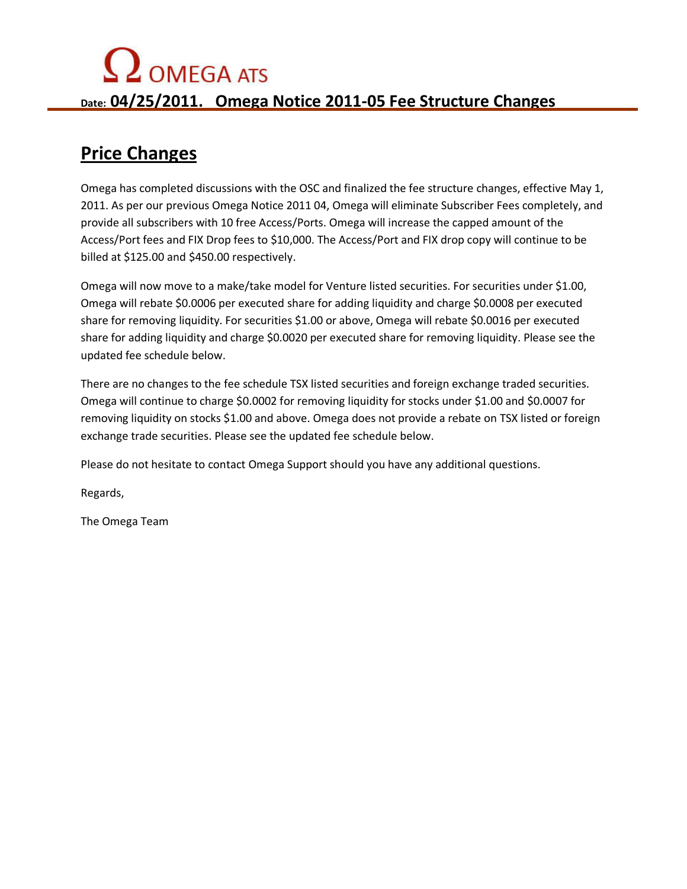# Ω OMEGA ATS

**Date: 04/25/2011. Omega Notice 2011-05 Fee Structure Changes**

## Price Changes

Omega has completed discussions with the OSC and finalized the fee structure changes, effective May 1, 2011. As per our previous Omega Notice 2011 04, Omega will eliminate Subscriber Fees completely, and provide all subscribers with 10 free Access/Ports. Omega will increase the capped amount of the Access/Port fees and FIX Drop fees to $10,000. The Access/Port and FIX drop copy will continue to be billed at $125.00 and $450.00 respectively.

Omega will now move to a make/take model for Venture listed securities. For securities under $1.00, Omega will rebate $0.0006 per executed share for adding liquidity and charge $0.0008 per executed share for removing liquidity. For securities $1.00 or above, Omega will rebate $0.0016 per executed share for adding liquidity and charge $0.0020 per executed share for removing liquidity. Please see the updated fee schedule below.

There are no changes to the fee schedule TSX listed securities and foreign exchange traded securities. Omega will continue to charge $0.0002 for removing liquidity for stocks under $1.00 and $0.0007 for removing liquidity on stocks $1.00 and above. Omega does not provide a rebate on TSX listed or foreign exchange trade securities. Please see the updated fee schedule below.

Please do not hesitate to contact Omega Support should you have any additional questions.

Regards,

The Omega Team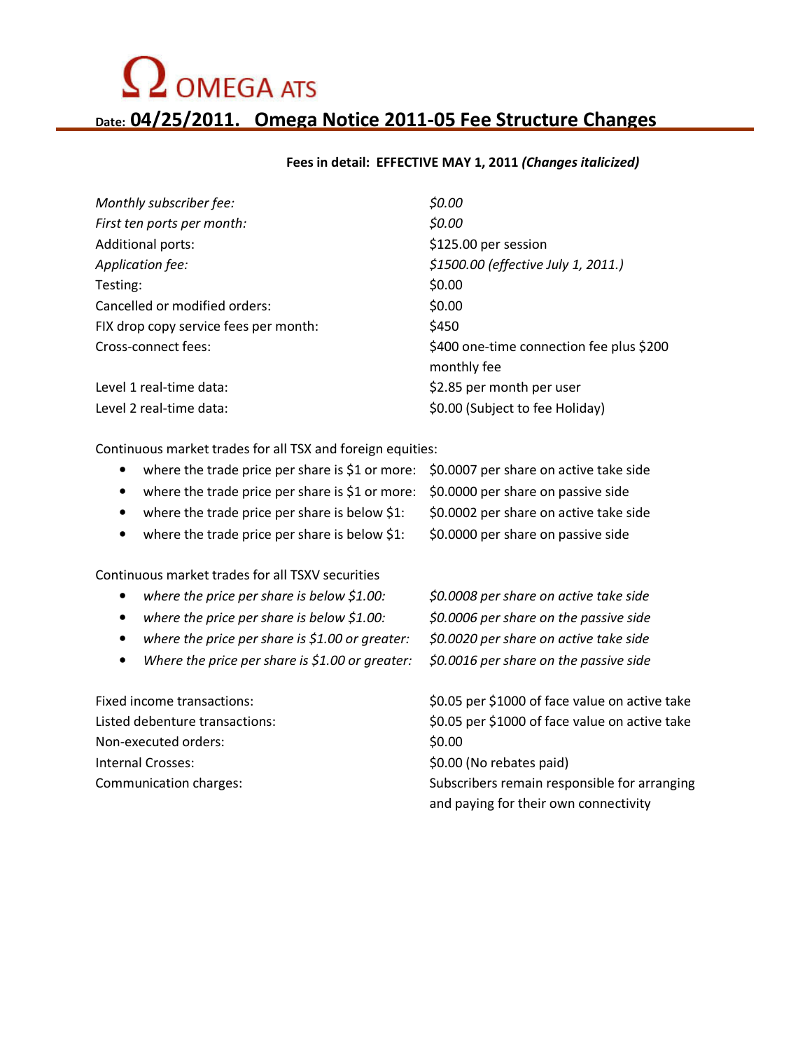Ω OMEGA ATS

## Date: 04/25/2011. Omega Notice 2011-05 Fee Structure Changes

**Fees in detail: EFFECTIVE MAY 1, 2011 *(Changes italicized)***

| | |
|---|---|
| *Monthly subscriber fee:* | *$0.00* |
| *First ten ports per month:* | *$0.00* |
| Additional ports: | $125.00 per session |
| *Application fee:* | *$1500.00 (effective July 1, 2011.)* |
| Testing: | $0.00 |
| Cancelled or modified orders: | $0.00 |
| FIX drop copy service fees per month: | $450 |
| Cross-connect fees: | $400 one-time connection fee plus $200 monthly fee |
| Level 1 real-time data: | $2.85 per month per user |
| Level 2 real-time data: | $0.00 (Subject to fee Holiday) |

Continuous market trades for all TSX and foreign equities:

- where the trade price per share is $1 or more: $0.0007 per share on active take side
- where the trade price per share is $1 or more: $0.0000 per share on passive side
- where the trade price per share is below $1: $0.0002 per share on active take side
- where the trade price per share is below $1: $0.0000 per share on passive side

Continuous market trades for all TSXV securities

- *where the price per share is below $1.00: $0.0008 per share on active take side*
- *where the price per share is below $1.00: $0.0006 per share on the passive side*
- *where the price per share is $1.00 or greater: $0.0020 per share on active take side*
- *Where the price per share is $1.00 or greater: $0.0016 per share on the passive side*

| | |
|---|---|
| Fixed income transactions: | $0.05 per $1000 of face value on active take |
| Listed debenture transactions: | $0.05 per $1000 of face value on active take |
| Non-executed orders: | $0.00 |
| Internal Crosses: | $0.00 (No rebates paid) |
| Communication charges: | Subscribers remain responsible for arranging and paying for their own connectivity |